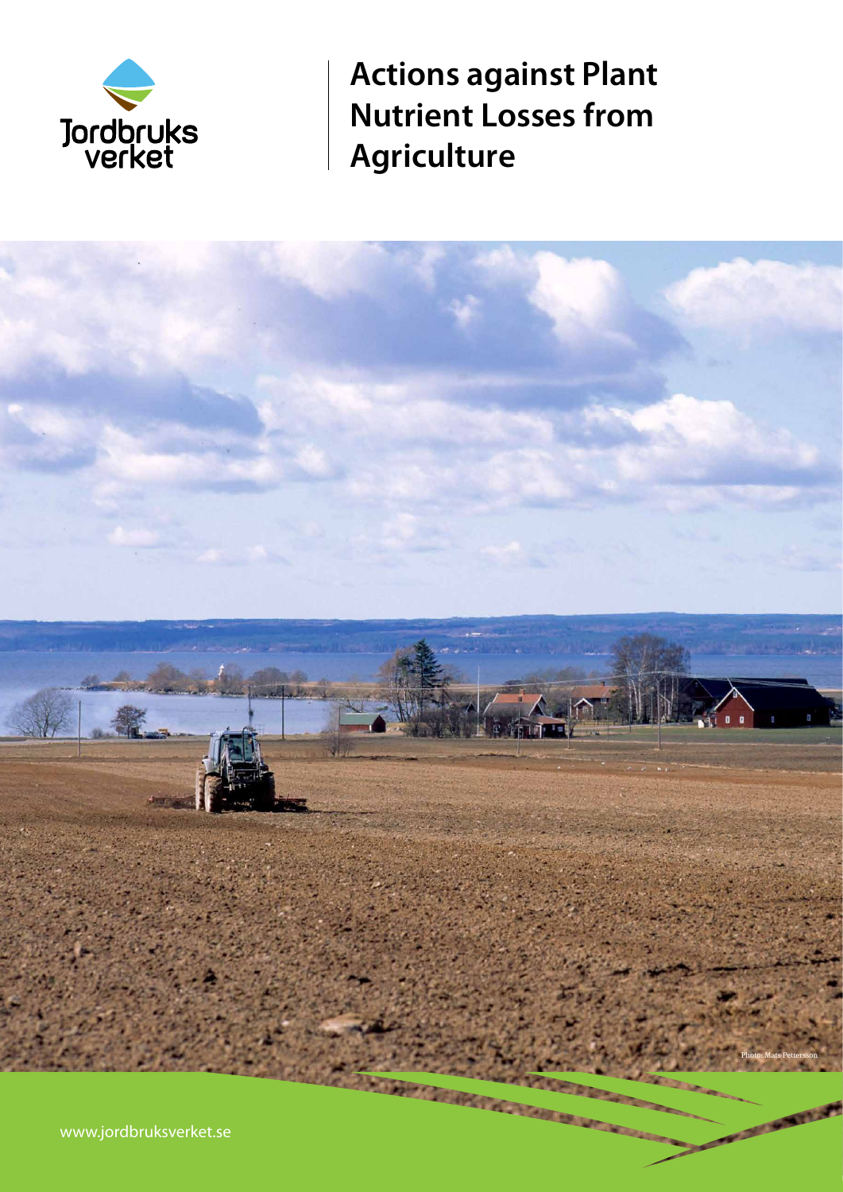Jordbruksverket

# Actions against Plant Nutrient Losses from Agriculture

Photo: Mats Pettersson

www.jordbruksverket.se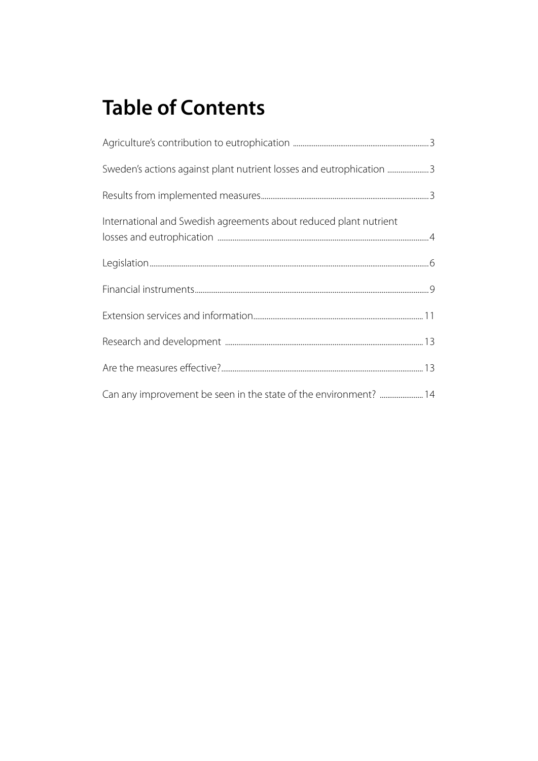# Table of Contents

Agriculture's contribution to eutrophication ... 3

Sweden's actions against plant nutrient losses and eutrophication ... 3

Results from implemented measures ... 3

International and Swedish agreements about reduced plant nutrient losses and eutrophication ... 4

Legislation ... 6

Financial instruments ... 9

Extension services and information ... 11

Research and development ... 13

Are the measures effective? ... 13

Can any improvement be seen in the state of the environment? ... 14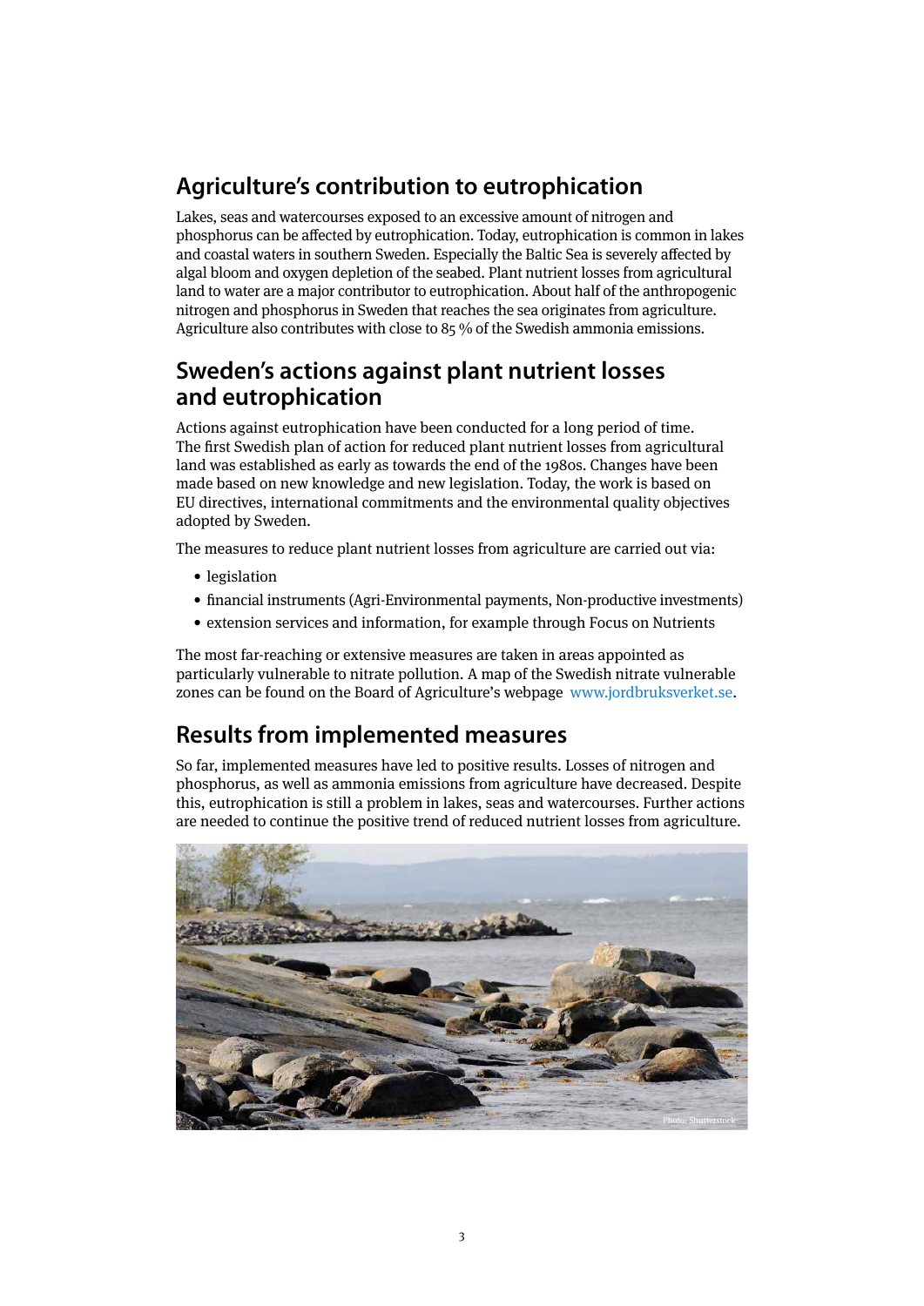## Agriculture's contribution to eutrophication

Lakes, seas and watercourses exposed to an excessive amount of nitrogen and phosphorus can be affected by eutrophication. Today, eutrophication is common in lakes and coastal waters in southern Sweden. Especially the Baltic Sea is severely affected by algal bloom and oxygen depletion of the seabed. Plant nutrient losses from agricultural land to water are a major contributor to eutrophication. About half of the anthropogenic nitrogen and phosphorus in Sweden that reaches the sea originates from agriculture. Agriculture also contributes with close to 85 % of the Swedish ammonia emissions.

## Sweden's actions against plant nutrient losses and eutrophication

Actions against eutrophication have been conducted for a long period of time. The first Swedish plan of action for reduced plant nutrient losses from agricultural land was established as early as towards the end of the 1980s. Changes have been made based on new knowledge and new legislation. Today, the work is based on EU directives, international commitments and the environmental quality objectives adopted by Sweden.

The measures to reduce plant nutrient losses from agriculture are carried out via:

- legislation
- financial instruments (Agri-Environmental payments, Non-productive investments)
- extension services and information, for example through Focus on Nutrients

The most far-reaching or extensive measures are taken in areas appointed as particularly vulnerable to nitrate pollution. A map of the Swedish nitrate vulnerable zones can be found on the Board of Agriculture's webpage www.jordbruksverket.se.

## Results from implemented measures

So far, implemented measures have led to positive results. Losses of nitrogen and phosphorus, as well as ammonia emissions from agriculture have decreased. Despite this, eutrophication is still a problem in lakes, seas and watercourses. Further actions are needed to continue the positive trend of reduced nutrient losses from agriculture.

Photo: Shutterstock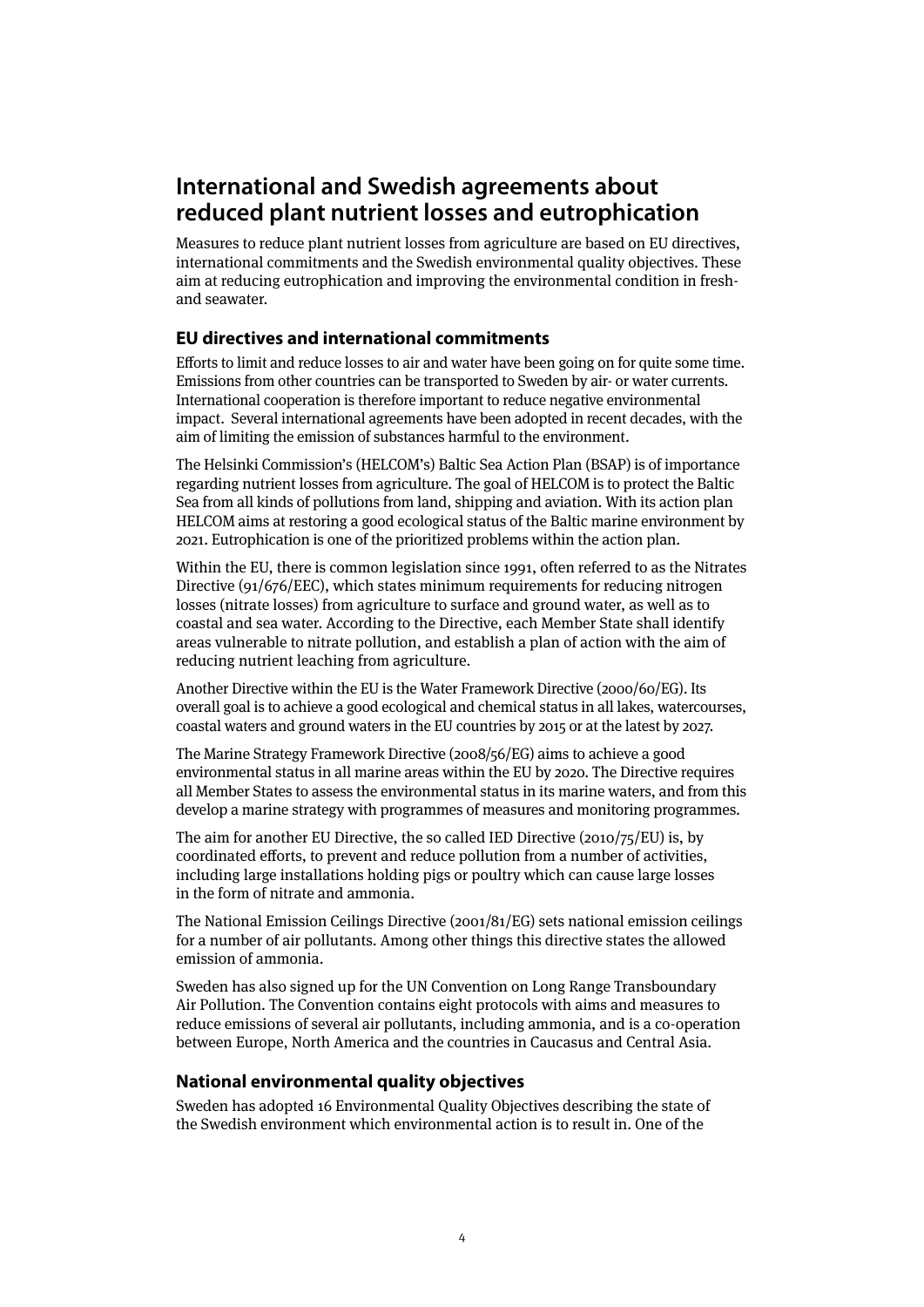## International and Swedish agreements about reduced plant nutrient losses and eutrophication

Measures to reduce plant nutrient losses from agriculture are based on EU directives, international commitments and the Swedish environmental quality objectives. These aim at reducing eutrophication and improving the environmental condition in fresh- and seawater.

### EU directives and international commitments

Efforts to limit and reduce losses to air and water have been going on for quite some time. Emissions from other countries can be transported to Sweden by air- or water currents. International cooperation is therefore important to reduce negative environmental impact. Several international agreements have been adopted in recent decades, with the aim of limiting the emission of substances harmful to the environment.

The Helsinki Commission's (HELCOM's) Baltic Sea Action Plan (BSAP) is of importance regarding nutrient losses from agriculture. The goal of HELCOM is to protect the Baltic Sea from all kinds of pollutions from land, shipping and aviation. With its action plan HELCOM aims at restoring a good ecological status of the Baltic marine environment by 2021. Eutrophication is one of the prioritized problems within the action plan.

Within the EU, there is common legislation since 1991, often referred to as the Nitrates Directive (91/676/EEC), which states minimum requirements for reducing nitrogen losses (nitrate losses) from agriculture to surface and ground water, as well as to coastal and sea water. According to the Directive, each Member State shall identify areas vulnerable to nitrate pollution, and establish a plan of action with the aim of reducing nutrient leaching from agriculture.

Another Directive within the EU is the Water Framework Directive (2000/60/EG). Its overall goal is to achieve a good ecological and chemical status in all lakes, watercourses, coastal waters and ground waters in the EU countries by 2015 or at the latest by 2027.

The Marine Strategy Framework Directive (2008/56/EG) aims to achieve a good environmental status in all marine areas within the EU by 2020. The Directive requires all Member States to assess the environmental status in its marine waters, and from this develop a marine strategy with programmes of measures and monitoring programmes.

The aim for another EU Directive, the so called IED Directive (2010/75/EU) is, by coordinated efforts, to prevent and reduce pollution from a number of activities, including large installations holding pigs or poultry which can cause large losses in the form of nitrate and ammonia.

The National Emission Ceilings Directive (2001/81/EG) sets national emission ceilings for a number of air pollutants. Among other things this directive states the allowed emission of ammonia.

Sweden has also signed up for the UN Convention on Long Range Transboundary Air Pollution. The Convention contains eight protocols with aims and measures to reduce emissions of several air pollutants, including ammonia, and is a co-operation between Europe, North America and the countries in Caucasus and Central Asia.

### National environmental quality objectives

Sweden has adopted 16 Environmental Quality Objectives describing the state of the Swedish environment which environmental action is to result in. One of the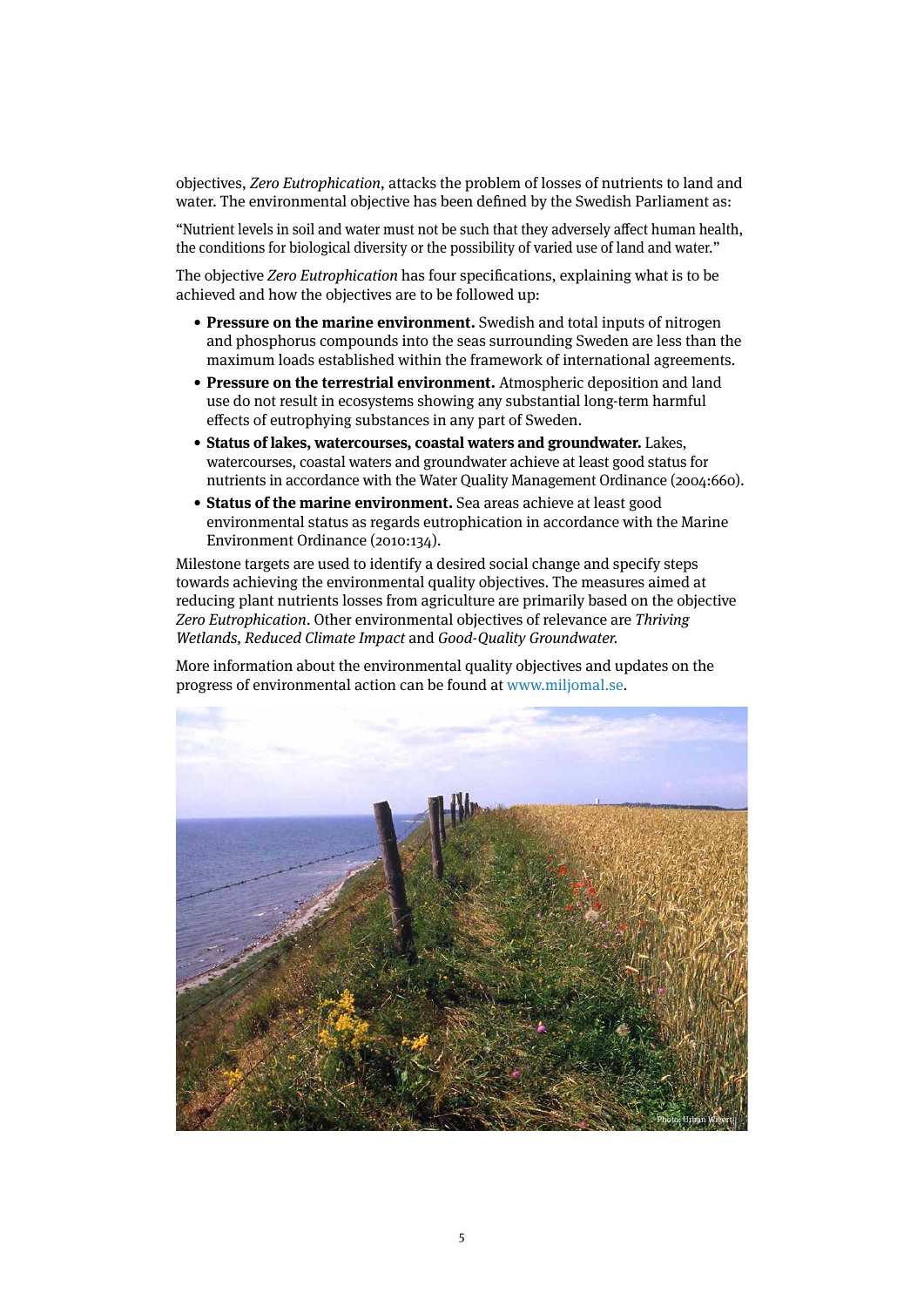objectives, *Zero Eutrophication*, attacks the problem of losses of nutrients to land and water. The environmental objective has been defined by the Swedish Parliament as:

"Nutrient levels in soil and water must not be such that they adversely affect human health, the conditions for biological diversity or the possibility of varied use of land and water."

The objective *Zero Eutrophication* has four specifications, explaining what is to be achieved and how the objectives are to be followed up:

- **Pressure on the marine environment.** Swedish and total inputs of nitrogen and phosphorus compounds into the seas surrounding Sweden are less than the maximum loads established within the framework of international agreements.
- **Pressure on the terrestrial environment.** Atmospheric deposition and land use do not result in ecosystems showing any substantial long-term harmful effects of eutrophying substances in any part of Sweden.
- **Status of lakes, watercourses, coastal waters and groundwater.** Lakes, watercourses, coastal waters and groundwater achieve at least good status for nutrients in accordance with the Water Quality Management Ordinance (2004:660).
- **Status of the marine environment.** Sea areas achieve at least good environmental status as regards eutrophication in accordance with the Marine Environment Ordinance (2010:134).

Milestone targets are used to identify a desired social change and specify steps towards achieving the environmental quality objectives. The measures aimed at reducing plant nutrients losses from agriculture are primarily based on the objective *Zero Eutrophication*. Other environmental objectives of relevance are *Thriving Wetlands*, *Reduced Climate Impact* and *Good-Quality Groundwater.*

More information about the environmental quality objectives and updates on the progress of environmental action can be found at www.miljomal.se.

Photo: Urban Wigert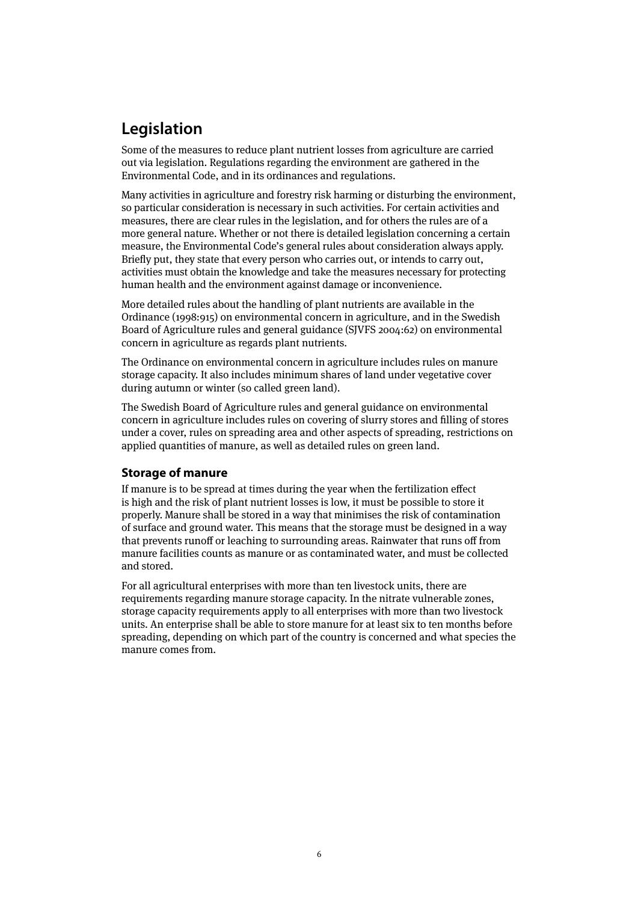## Legislation

Some of the measures to reduce plant nutrient losses from agriculture are carried out via legislation. Regulations regarding the environment are gathered in the Environmental Code, and in its ordinances and regulations.

Many activities in agriculture and forestry risk harming or disturbing the environment, so particular consideration is necessary in such activities. For certain activities and measures, there are clear rules in the legislation, and for others the rules are of a more general nature. Whether or not there is detailed legislation concerning a certain measure, the Environmental Code's general rules about consideration always apply. Briefly put, they state that every person who carries out, or intends to carry out, activities must obtain the knowledge and take the measures necessary for protecting human health and the environment against damage or inconvenience.

More detailed rules about the handling of plant nutrients are available in the Ordinance (1998:915) on environmental concern in agriculture, and in the Swedish Board of Agriculture rules and general guidance (SJVFS 2004:62) on environmental concern in agriculture as regards plant nutrients.

The Ordinance on environmental concern in agriculture includes rules on manure storage capacity. It also includes minimum shares of land under vegetative cover during autumn or winter (so called green land).

The Swedish Board of Agriculture rules and general guidance on environmental concern in agriculture includes rules on covering of slurry stores and filling of stores under a cover, rules on spreading area and other aspects of spreading, restrictions on applied quantities of manure, as well as detailed rules on green land.

### Storage of manure

If manure is to be spread at times during the year when the fertilization effect is high and the risk of plant nutrient losses is low, it must be possible to store it properly. Manure shall be stored in a way that minimises the risk of contamination of surface and ground water. This means that the storage must be designed in a way that prevents runoff or leaching to surrounding areas. Rainwater that runs off from manure facilities counts as manure or as contaminated water, and must be collected and stored.

For all agricultural enterprises with more than ten livestock units, there are requirements regarding manure storage capacity. In the nitrate vulnerable zones, storage capacity requirements apply to all enterprises with more than two livestock units. An enterprise shall be able to store manure for at least six to ten months before spreading, depending on which part of the country is concerned and what species the manure comes from.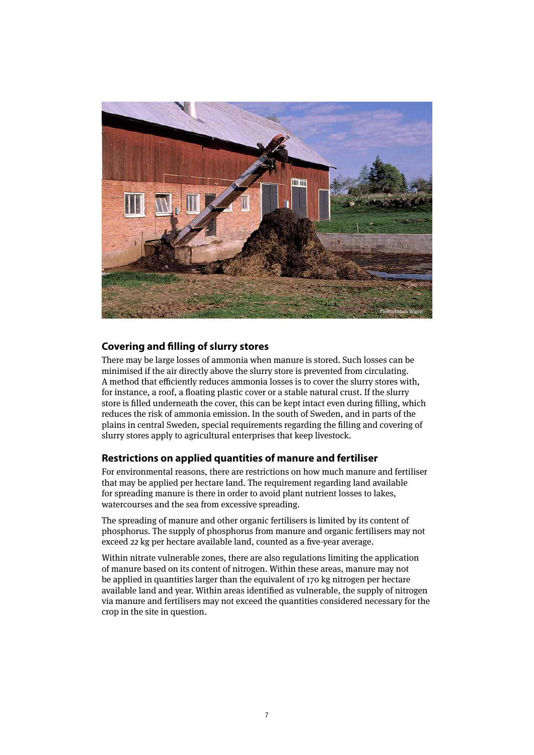## Covering and filling of slurry stores

There may be large losses of ammonia when manure is stored. Such losses can be minimised if the air directly above the slurry store is prevented from circulating. A method that efficiently reduces ammonia losses is to cover the slurry stores with, for instance, a roof, a floating plastic cover or a stable natural crust. If the slurry store is filled underneath the cover, this can be kept intact even during filling, which reduces the risk of ammonia emission. In the south of Sweden, and in parts of the plains in central Sweden, special requirements regarding the filling and covering of slurry stores apply to agricultural enterprises that keep livestock.

## Restrictions on applied quantities of manure and fertiliser

For environmental reasons, there are restrictions on how much manure and fertiliser that may be applied per hectare land. The requirement regarding land available for spreading manure is there in order to avoid plant nutrient losses to lakes, watercourses and the sea from excessive spreading.

The spreading of manure and other organic fertilisers is limited by its content of phosphorus. The supply of phosphorus from manure and organic fertilisers may not exceed 22 kg per hectare available land, counted as a five-year average.

Within nitrate vulnerable zones, there are also regulations limiting the application of manure based on its content of nitrogen. Within these areas, manure may not be applied in quantities larger than the equivalent of 170 kg nitrogen per hectare available land and year. Within areas identified as vulnerable, the supply of nitrogen via manure and fertilisers may not exceed the quantities considered necessary for the crop in the site in question.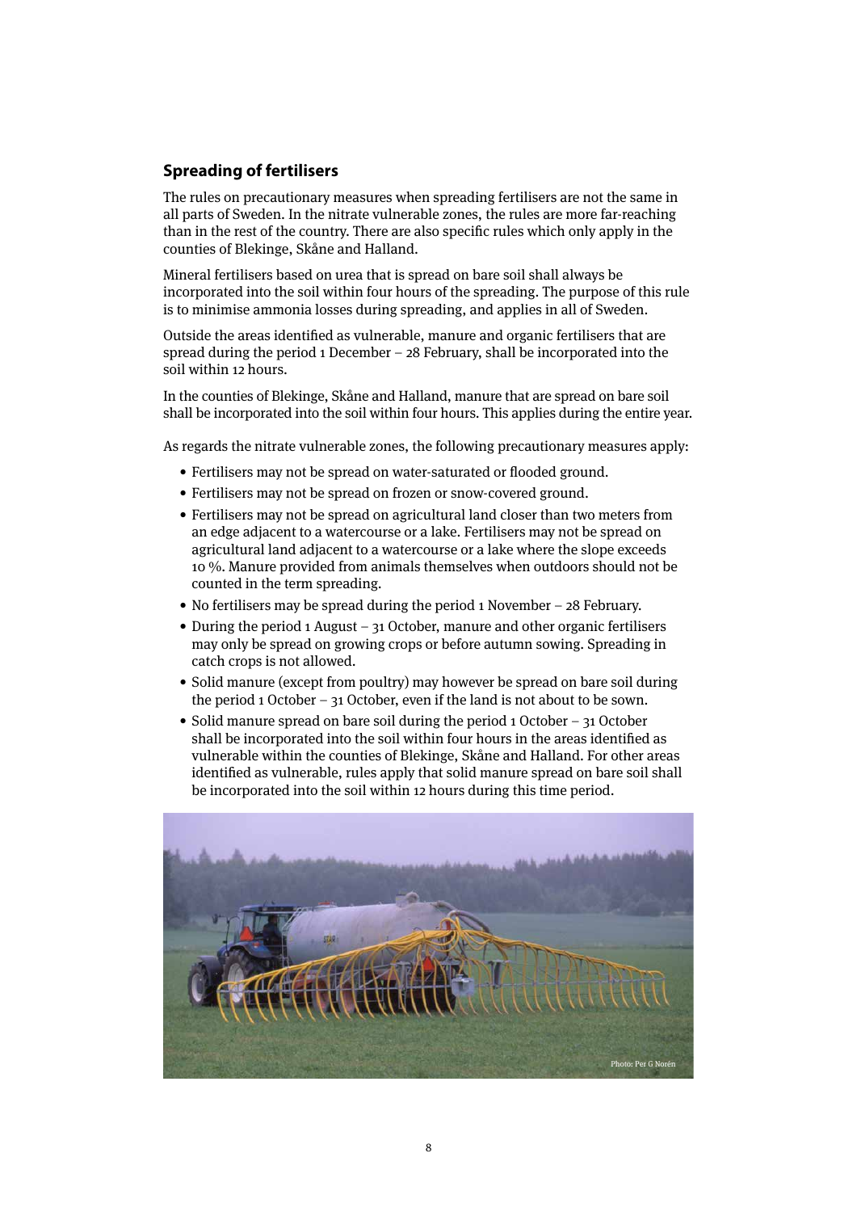## Spreading of fertilisers

The rules on precautionary measures when spreading fertilisers are not the same in all parts of Sweden. In the nitrate vulnerable zones, the rules are more far-reaching than in the rest of the country. There are also specific rules which only apply in the counties of Blekinge, Skåne and Halland.

Mineral fertilisers based on urea that is spread on bare soil shall always be incorporated into the soil within four hours of the spreading. The purpose of this rule is to minimise ammonia losses during spreading, and applies in all of Sweden.

Outside the areas identified as vulnerable, manure and organic fertilisers that are spread during the period 1 December – 28 February, shall be incorporated into the soil within 12 hours.

In the counties of Blekinge, Skåne and Halland, manure that are spread on bare soil shall be incorporated into the soil within four hours. This applies during the entire year.

As regards the nitrate vulnerable zones, the following precautionary measures apply:

- Fertilisers may not be spread on water-saturated or flooded ground.
- Fertilisers may not be spread on frozen or snow-covered ground.
- Fertilisers may not be spread on agricultural land closer than two meters from an edge adjacent to a watercourse or a lake. Fertilisers may not be spread on agricultural land adjacent to a watercourse or a lake where the slope exceeds 10 %. Manure provided from animals themselves when outdoors should not be counted in the term spreading.
- No fertilisers may be spread during the period 1 November – 28 February.
- During the period 1 August – 31 October, manure and other organic fertilisers may only be spread on growing crops or before autumn sowing. Spreading in catch crops is not allowed.
- Solid manure (except from poultry) may however be spread on bare soil during the period 1 October – 31 October, even if the land is not about to be sown.
- Solid manure spread on bare soil during the period 1 October – 31 October shall be incorporated into the soil within four hours in the areas identified as vulnerable within the counties of Blekinge, Skåne and Halland. For other areas identified as vulnerable, rules apply that solid manure spread on bare soil shall be incorporated into the soil within 12 hours during this time period.

Photo: Per G Norén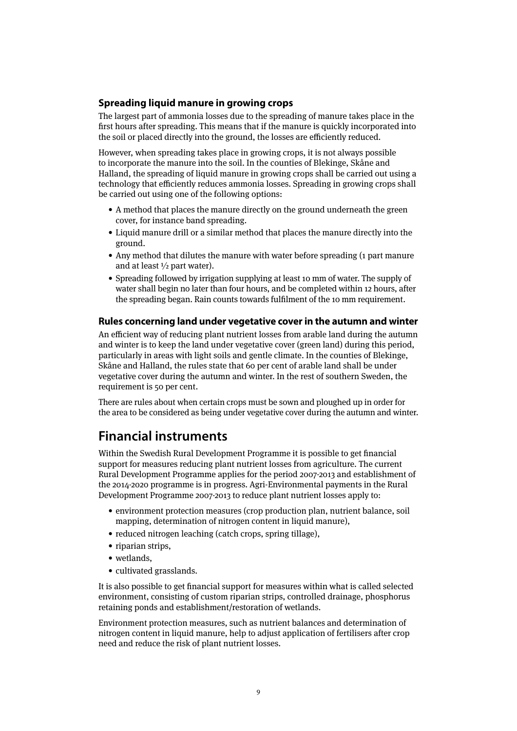### Spreading liquid manure in growing crops

The largest part of ammonia losses due to the spreading of manure takes place in the first hours after spreading. This means that if the manure is quickly incorporated into the soil or placed directly into the ground, the losses are efficiently reduced.

However, when spreading takes place in growing crops, it is not always possible to incorporate the manure into the soil. In the counties of Blekinge, Skåne and Halland, the spreading of liquid manure in growing crops shall be carried out using a technology that efficiently reduces ammonia losses. Spreading in growing crops shall be carried out using one of the following options:

- A method that places the manure directly on the ground underneath the green cover, for instance band spreading.
- Liquid manure drill or a similar method that places the manure directly into the ground.
- Any method that dilutes the manure with water before spreading (1 part manure and at least ½ part water).
- Spreading followed by irrigation supplying at least 10 mm of water. The supply of water shall begin no later than four hours, and be completed within 12 hours, after the spreading began. Rain counts towards fulfilment of the 10 mm requirement.

### Rules concerning land under vegetative cover in the autumn and winter

An efficient way of reducing plant nutrient losses from arable land during the autumn and winter is to keep the land under vegetative cover (green land) during this period, particularly in areas with light soils and gentle climate. In the counties of Blekinge, Skåne and Halland, the rules state that 60 per cent of arable land shall be under vegetative cover during the autumn and winter. In the rest of southern Sweden, the requirement is 50 per cent.

There are rules about when certain crops must be sown and ploughed up in order for the area to be considered as being under vegetative cover during the autumn and winter.

## Financial instruments

Within the Swedish Rural Development Programme it is possible to get financial support for measures reducing plant nutrient losses from agriculture. The current Rural Development Programme applies for the period 2007-2013 and establishment of the 2014-2020 programme is in progress. Agri-Environmental payments in the Rural Development Programme 2007-2013 to reduce plant nutrient losses apply to:

- environment protection measures (crop production plan, nutrient balance, soil mapping, determination of nitrogen content in liquid manure),
- reduced nitrogen leaching (catch crops, spring tillage),
- riparian strips,
- wetlands,
- cultivated grasslands.

It is also possible to get financial support for measures within what is called selected environment, consisting of custom riparian strips, controlled drainage, phosphorus retaining ponds and establishment/restoration of wetlands.

Environment protection measures, such as nutrient balances and determination of nitrogen content in liquid manure, help to adjust application of fertilisers after crop need and reduce the risk of plant nutrient losses.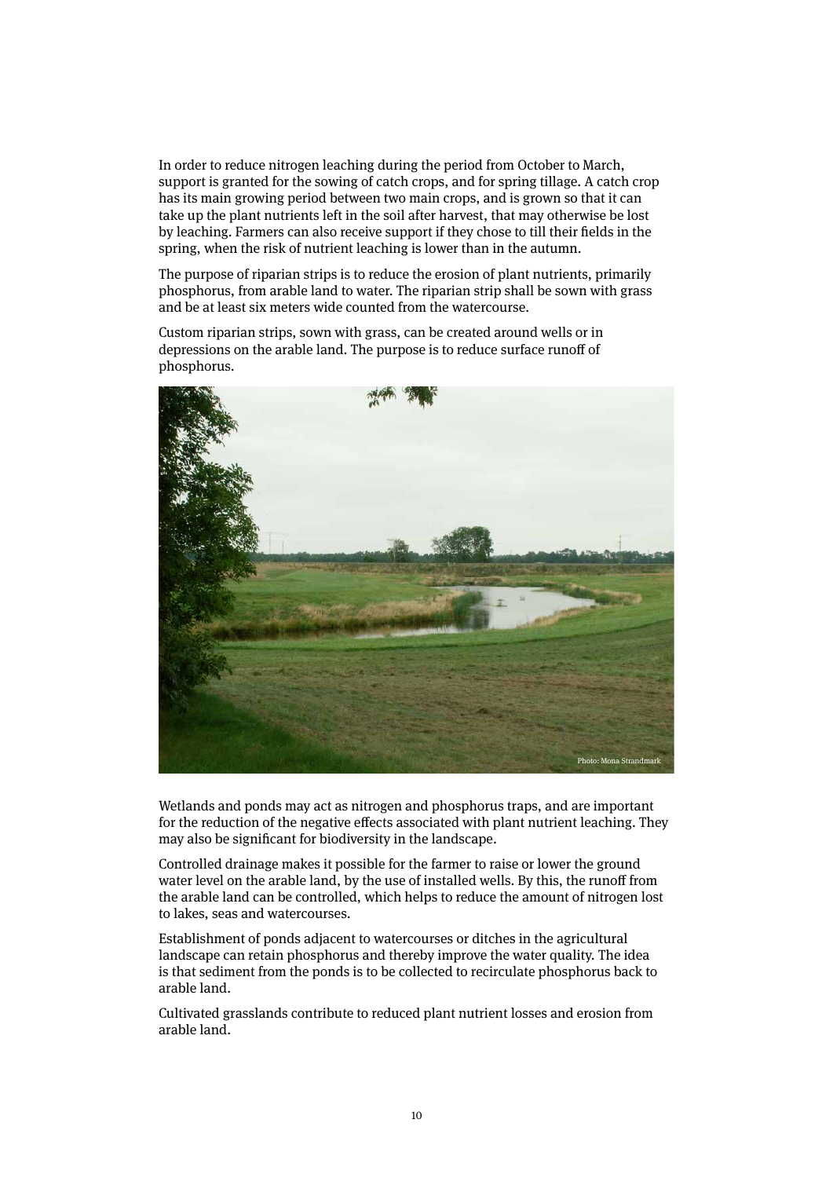In order to reduce nitrogen leaching during the period from October to March, support is granted for the sowing of catch crops, and for spring tillage. A catch crop has its main growing period between two main crops, and is grown so that it can take up the plant nutrients left in the soil after harvest, that may otherwise be lost by leaching. Farmers can also receive support if they chose to till their fields in the spring, when the risk of nutrient leaching is lower than in the autumn.

The purpose of riparian strips is to reduce the erosion of plant nutrients, primarily phosphorus, from arable land to water. The riparian strip shall be sown with grass and be at least six meters wide counted from the watercourse.

Custom riparian strips, sown with grass, can be created around wells or in depressions on the arable land. The purpose is to reduce surface runoff of phosphorus.

Photo: Mona Strandmark

Wetlands and ponds may act as nitrogen and phosphorus traps, and are important for the reduction of the negative effects associated with plant nutrient leaching. They may also be significant for biodiversity in the landscape.

Controlled drainage makes it possible for the farmer to raise or lower the ground water level on the arable land, by the use of installed wells. By this, the runoff from the arable land can be controlled, which helps to reduce the amount of nitrogen lost to lakes, seas and watercourses.

Establishment of ponds adjacent to watercourses or ditches in the agricultural landscape can retain phosphorus and thereby improve the water quality. The idea is that sediment from the ponds is to be collected to recirculate phosphorus back to arable land.

Cultivated grasslands contribute to reduced plant nutrient losses and erosion from arable land.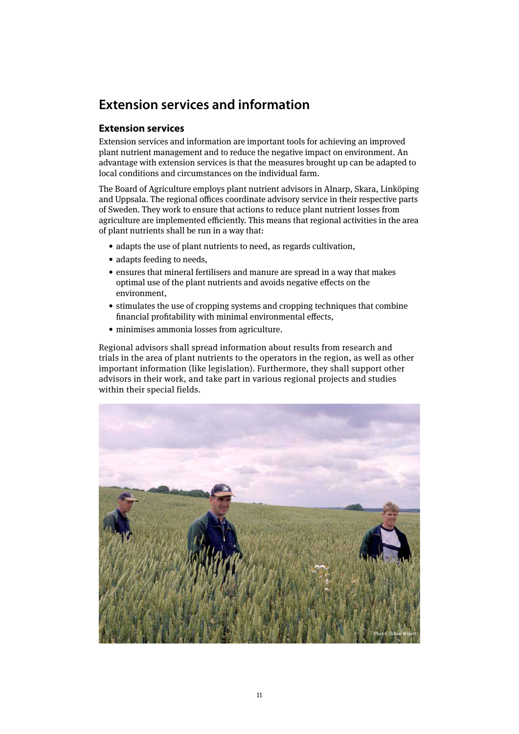# Extension services and information

## Extension services

Extension services and information are important tools for achieving an improved plant nutrient management and to reduce the negative impact on environment. An advantage with extension services is that the measures brought up can be adapted to local conditions and circumstances on the individual farm.

The Board of Agriculture employs plant nutrient advisors in Alnarp, Skara, Linköping and Uppsala. The regional offices coordinate advisory service in their respective parts of Sweden. They work to ensure that actions to reduce plant nutrient losses from agriculture are implemented efficiently. This means that regional activities in the area of plant nutrients shall be run in a way that:

- adapts the use of plant nutrients to need, as regards cultivation,
- adapts feeding to needs,
- ensures that mineral fertilisers and manure are spread in a way that makes optimal use of the plant nutrients and avoids negative effects on the environment,
- stimulates the use of cropping systems and cropping techniques that combine financial profitability with minimal environmental effects,
- minimises ammonia losses from agriculture.

Regional advisors shall spread information about results from research and trials in the area of plant nutrients to the operators in the region, as well as other important information (like legislation). Furthermore, they shall support other advisors in their work, and take part in various regional projects and studies within their special fields.

Photo: Urban Wigert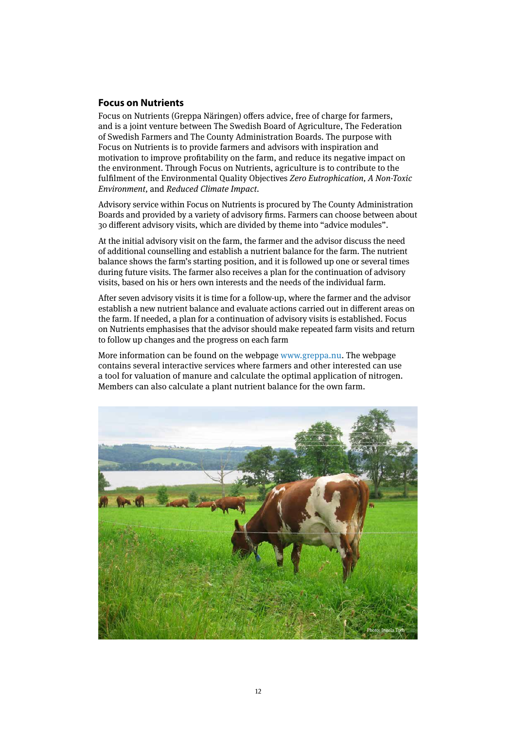## Focus on Nutrients

Focus on Nutrients (Greppa Näringen) offers advice, free of charge for farmers, and is a joint venture between The Swedish Board of Agriculture, The Federation of Swedish Farmers and The County Administration Boards. The purpose with Focus on Nutrients is to provide farmers and advisors with inspiration and motivation to improve profitability on the farm, and reduce its negative impact on the environment. Through Focus on Nutrients, agriculture is to contribute to the fulfilment of the Environmental Quality Objectives *Zero Eutrophication, A Non-Toxic Environment,* and *Reduced Climate Impact.*

Advisory service within Focus on Nutrients is procured by The County Administration Boards and provided by a variety of advisory firms. Farmers can choose between about 30 different advisory visits, which are divided by theme into "advice modules".

At the initial advisory visit on the farm, the farmer and the advisor discuss the need of additional counselling and establish a nutrient balance for the farm. The nutrient balance shows the farm's starting position, and it is followed up one or several times during future visits. The farmer also receives a plan for the continuation of advisory visits, based on his or hers own interests and the needs of the individual farm.

After seven advisory visits it is time for a follow-up, where the farmer and the advisor establish a new nutrient balance and evaluate actions carried out in different areas on the farm. If needed, a plan for a continuation of advisory visits is established. Focus on Nutrients emphasises that the advisor should make repeated farm visits and return to follow up changes and the progress on each farm

More information can be found on the webpage www.greppa.nu. The webpage contains several interactive services where farmers and other interested can use a tool for valuation of manure and calculate the optimal application of nitrogen. Members can also calculate a plant nutrient balance for the own farm.

Photo: Ingela Toth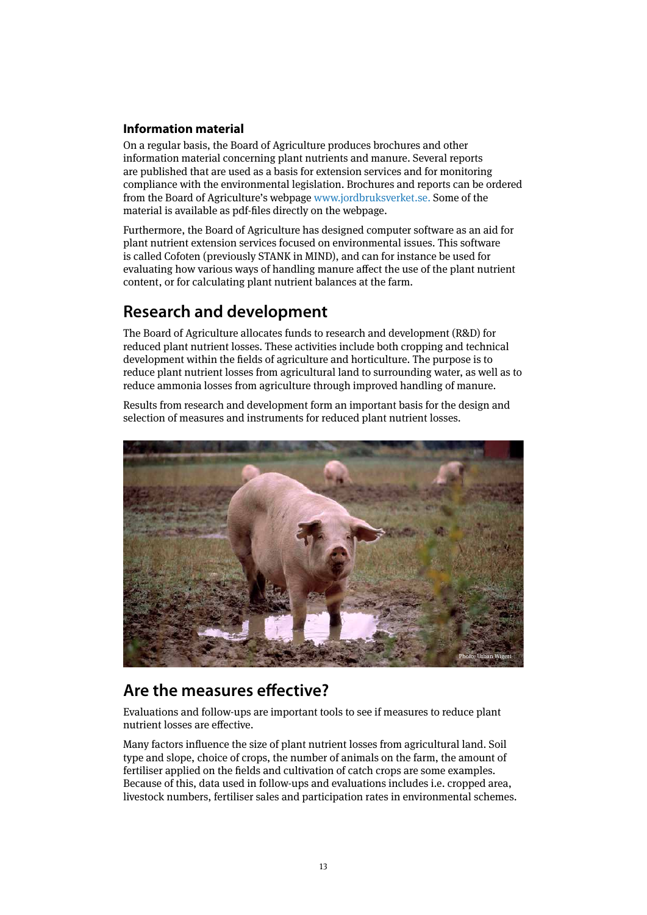### Information material

On a regular basis, the Board of Agriculture produces brochures and other information material concerning plant nutrients and manure. Several reports are published that are used as a basis for extension services and for monitoring compliance with the environmental legislation. Brochures and reports can be ordered from the Board of Agriculture's webpage www.jordbruksverket.se. Some of the material is available as pdf-files directly on the webpage.

Furthermore, the Board of Agriculture has designed computer software as an aid for plant nutrient extension services focused on environmental issues. This software is called Cofoten (previously STANK in MIND), and can for instance be used for evaluating how various ways of handling manure affect the use of the plant nutrient content, or for calculating plant nutrient balances at the farm.

## Research and development

The Board of Agriculture allocates funds to research and development (R&D) for reduced plant nutrient losses. These activities include both cropping and technical development within the fields of agriculture and horticulture. The purpose is to reduce plant nutrient losses from agricultural land to surrounding water, as well as to reduce ammonia losses from agriculture through improved handling of manure.

Results from research and development form an important basis for the design and selection of measures and instruments for reduced plant nutrient losses.

Photo: Urban Wigert

## Are the measures effective?

Evaluations and follow-ups are important tools to see if measures to reduce plant nutrient losses are effective.

Many factors influence the size of plant nutrient losses from agricultural land. Soil type and slope, choice of crops, the number of animals on the farm, the amount of fertiliser applied on the fields and cultivation of catch crops are some examples. Because of this, data used in follow-ups and evaluations includes i.e. cropped area, livestock numbers, fertiliser sales and participation rates in environmental schemes.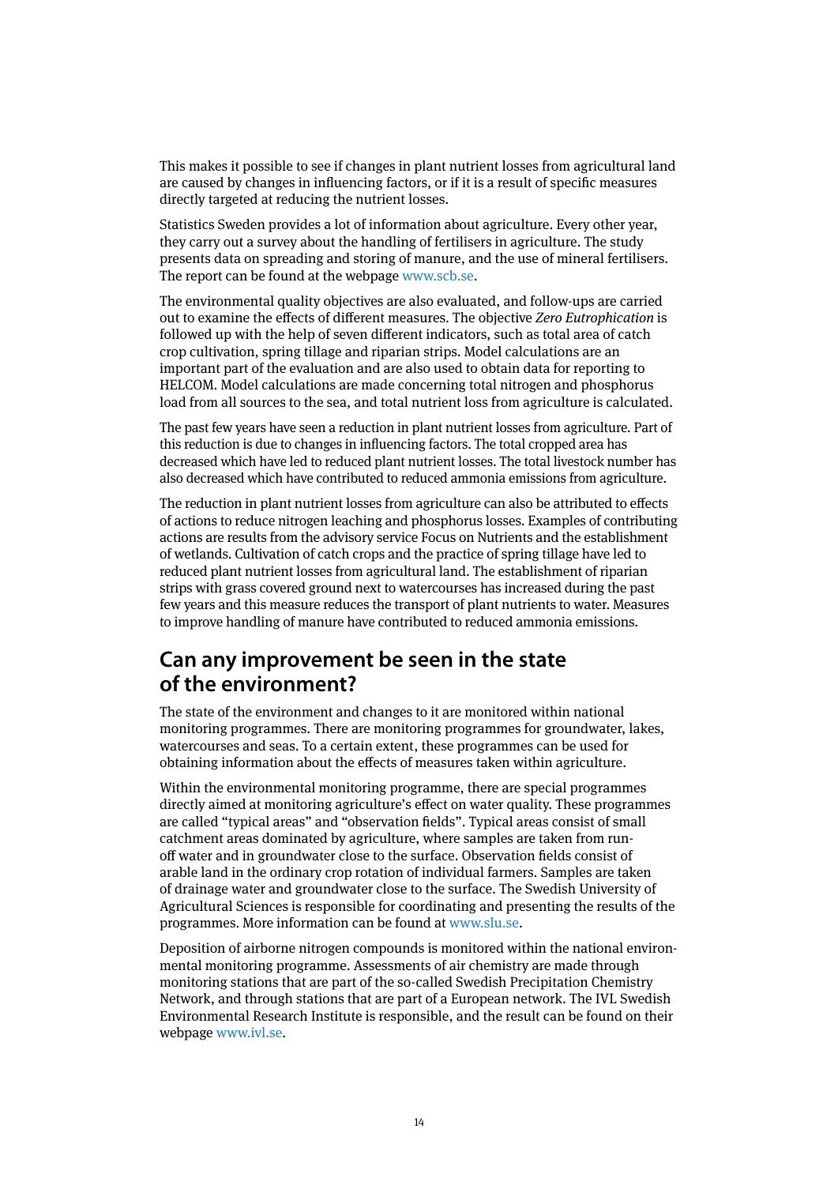This makes it possible to see if changes in plant nutrient losses from agricultural land are caused by changes in influencing factors, or if it is a result of specific measures directly targeted at reducing the nutrient losses.

Statistics Sweden provides a lot of information about agriculture. Every other year, they carry out a survey about the handling of fertilisers in agriculture. The study presents data on spreading and storing of manure, and the use of mineral fertilisers. The report can be found at the webpage www.scb.se.

The environmental quality objectives are also evaluated, and follow-ups are carried out to examine the effects of different measures. The objective *Zero Eutrophication* is followed up with the help of seven different indicators, such as total area of catch crop cultivation, spring tillage and riparian strips. Model calculations are an important part of the evaluation and are also used to obtain data for reporting to HELCOM. Model calculations are made concerning total nitrogen and phosphorus load from all sources to the sea, and total nutrient loss from agriculture is calculated.

The past few years have seen a reduction in plant nutrient losses from agriculture. Part of this reduction is due to changes in influencing factors. The total cropped area has decreased which have led to reduced plant nutrient losses. The total livestock number has also decreased which have contributed to reduced ammonia emissions from agriculture.

The reduction in plant nutrient losses from agriculture can also be attributed to effects of actions to reduce nitrogen leaching and phosphorus losses. Examples of contributing actions are results from the advisory service Focus on Nutrients and the establishment of wetlands. Cultivation of catch crops and the practice of spring tillage have led to reduced plant nutrient losses from agricultural land. The establishment of riparian strips with grass covered ground next to watercourses has increased during the past few years and this measure reduces the transport of plant nutrients to water. Measures to improve handling of manure have contributed to reduced ammonia emissions.

## Can any improvement be seen in the state of the environment?

The state of the environment and changes to it are monitored within national monitoring programmes. There are monitoring programmes for groundwater, lakes, watercourses and seas. To a certain extent, these programmes can be used for obtaining information about the effects of measures taken within agriculture.

Within the environmental monitoring programme, there are special programmes directly aimed at monitoring agriculture's effect on water quality. These programmes are called "typical areas" and "observation fields". Typical areas consist of small catchment areas dominated by agriculture, where samples are taken from run-off water and in groundwater close to the surface. Observation fields consist of arable land in the ordinary crop rotation of individual farmers. Samples are taken of drainage water and groundwater close to the surface. The Swedish University of Agricultural Sciences is responsible for coordinating and presenting the results of the programmes. More information can be found at www.slu.se.

Deposition of airborne nitrogen compounds is monitored within the national environmental monitoring programme. Assessments of air chemistry are made through monitoring stations that are part of the so-called Swedish Precipitation Chemistry Network, and through stations that are part of a European network. The IVL Swedish Environmental Research Institute is responsible, and the result can be found on their webpage www.ivl.se.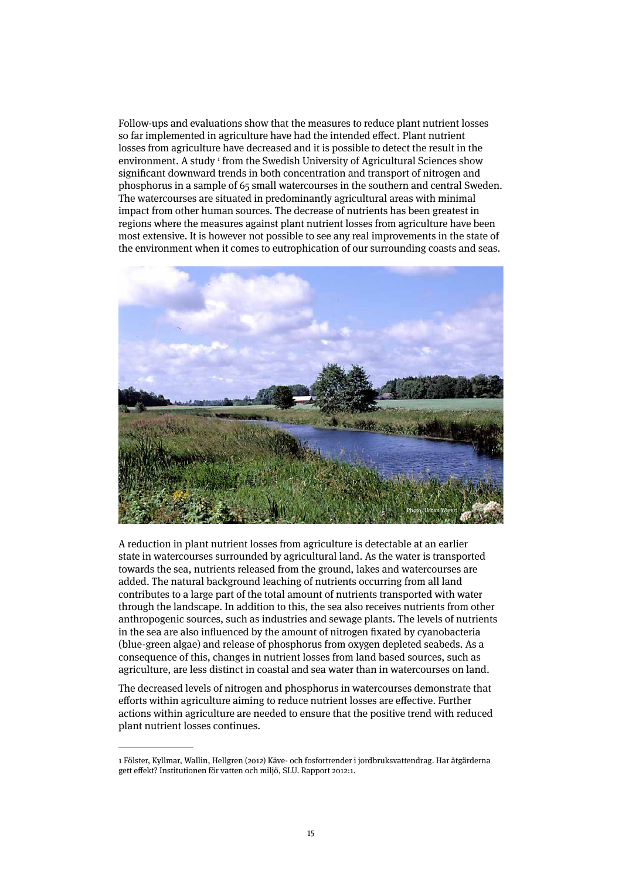Follow-ups and evaluations show that the measures to reduce plant nutrient losses so far implemented in agriculture have had the intended effect. Plant nutrient losses from agriculture have decreased and it is possible to detect the result in the environment. A study [1] from the Swedish University of Agricultural Sciences show significant downward trends in both concentration and transport of nitrogen and phosphorus in a sample of 65 small watercourses in the southern and central Sweden. The watercourses are situated in predominantly agricultural areas with minimal impact from other human sources. The decrease of nutrients has been greatest in regions where the measures against plant nutrient losses from agriculture have been most extensive. It is however not possible to see any real improvements in the state of the environment when it comes to eutrophication of our surrounding coasts and seas.

Photo: Urban Wigert

A reduction in plant nutrient losses from agriculture is detectable at an earlier state in watercourses surrounded by agricultural land. As the water is transported towards the sea, nutrients released from the ground, lakes and watercourses are added. The natural background leaching of nutrients occurring from all land contributes to a large part of the total amount of nutrients transported with water through the landscape. In addition to this, the sea also receives nutrients from other anthropogenic sources, such as industries and sewage plants. The levels of nutrients in the sea are also influenced by the amount of nitrogen fixated by cyanobacteria (blue-green algae) and release of phosphorus from oxygen depleted seabeds. As a consequence of this, changes in nutrient losses from land based sources, such as agriculture, are less distinct in coastal and sea water than in watercourses on land.

The decreased levels of nitrogen and phosphorus in watercourses demonstrate that efforts within agriculture aiming to reduce nutrient losses are effective. Further actions within agriculture are needed to ensure that the positive trend with reduced plant nutrient losses continues.

---

1 Fölster, Kyllmar, Wallin, Hellgren (2012) Käve- och fosfortrender i jordbruksvattendrag. Har åtgärderna gett effekt? Institutionen för vatten och miljö, SLU. Rapport 2012:1.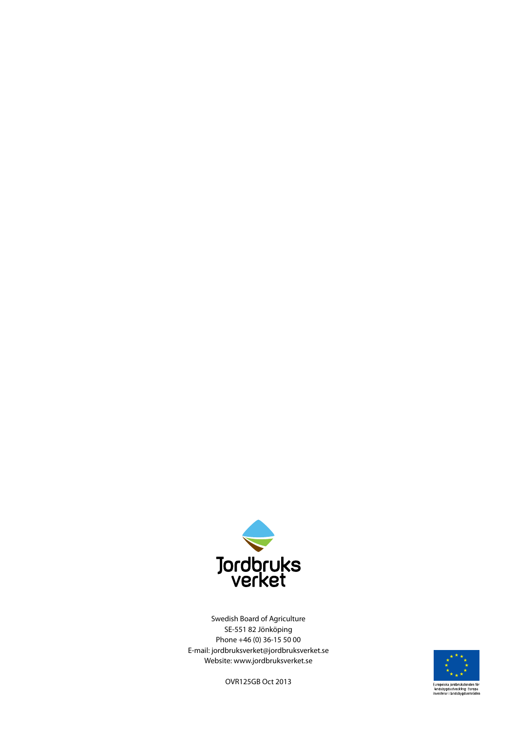Jordbruks
verket

Swedish Board of Agriculture
SE-551 82 Jönköping
Phone +46 (0) 36-15 50 00
E-mail: jordbruksverket@jordbruksverket.se
Website: www.jordbruksverket.se

OVR125GB Oct 2013

Europeiska jordbruksfonden för landsbygdsutveckling: Europa investerar i landsbygdsområden